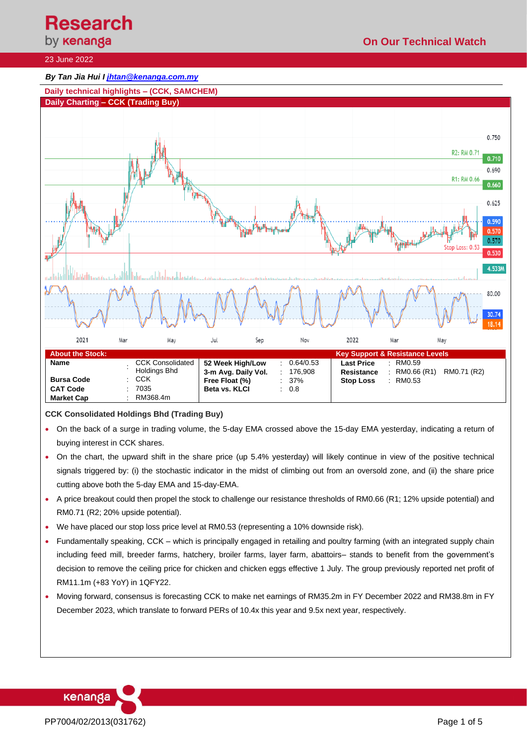Research by kenanga

On Our Technical Watch

23 June 2022

***By Tan Jia Hui I [jhtan@kenanga.com.my](mailto:jhtan@kenanga.com.my)***

## Daily technical highlights – (CCK, SAMCHEM)

### Daily Charting – CCK (Trading Buy)

| About the Stock: | | | | | | | | |
|---|---|---|---|---|---|---|---|---|
| **Name** | : | CCK Consolidated Holdings Bhd | **52 Week High/Low** | : | 0.64/0.53 | **Last Price** | : | RM0.59 |
| **Bursa Code** | : | CCK | **3-m Avg. Daily Vol.** | : | 176,908 | **Resistance** | : | RM0.66 (R1) RM0.71 (R2) |
| **CAT Code** | : | 7035 | **Free Float (%)** | : | 37% | **Stop Loss** | : | RM0.53 |
| **Market Cap** | : | RM368.4m | **Beta vs. KLCI** | : | 0.8 | | | |

**CCK Consolidated Holdings Bhd (Trading Buy)**

- On the back of a surge in trading volume, the 5-day EMA crossed above the 15-day EMA yesterday, indicating a return of buying interest in CCK shares.
- On the chart, the upward shift in the share price (up 5.4% yesterday) will likely continue in view of the positive technical signals triggered by: (i) the stochastic indicator in the midst of climbing out from an oversold zone, and (ii) the share price cutting above both the 5-day EMA and 15-day-EMA.
- A price breakout could then propel the stock to challenge our resistance thresholds of RM0.66 (R1; 12% upside potential) and RM0.71 (R2; 20% upside potential).
- We have placed our stop loss price level at RM0.53 (representing a 10% downside risk).
- Fundamentally speaking, CCK – which is principally engaged in retailing and poultry farming (with an integrated supply chain including feed mill, breeder farms, hatchery, broiler farms, layer farm, abattoirs– stands to benefit from the government's decision to remove the ceiling price for chicken and chicken eggs effective 1 July. The group previously reported net profit of RM11.1m (+83 YoY) in 1QFY22.
- Moving forward, consensus is forecasting CCK to make net earnings of RM35.2m in FY December 2022 and RM38.8m in FY December 2023, which translate to forward PERs of 10.4x this year and 9.5x next year, respectively.

PP7004/02/2013(031762)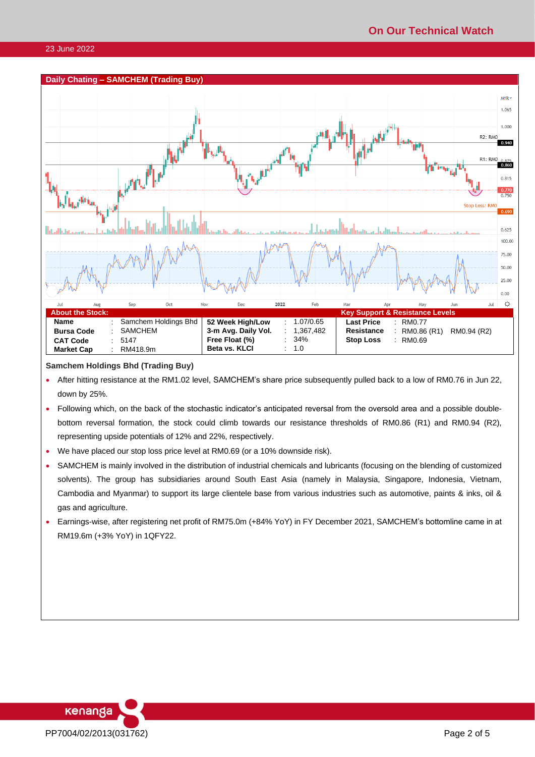## Daily Chating – SAMCHEM (Trading Buy)

| About the Stock: | | | | | | Key Support & Resistance Levels | | |
|---|---|---|---|---|---|---|---|---|
| **Name** | : | Samchem Holdings Bhd | **52 Week High/Low** | : | 1.07/0.65 | **Last Price** | : | RM0.77 |
| **Bursa Code** | : | SAMCHEM | **3-m Avg. Daily Vol.** | : | 1,367,482 | **Resistance** | : | RM0.86 (R1) RM0.94 (R2) |
| **CAT Code** | : | 5147 | **Free Float (%)** | : | 34% | **Stop Loss** | : | RM0.69 |
| **Market Cap** | : | RM418.9m | **Beta vs. KLCI** | : | 1.0 | | | |

**Samchem Holdings Bhd (Trading Buy)**

- After hitting resistance at the RM1.02 level, SAMCHEM's share price subsequently pulled back to a low of RM0.76 in Jun 22, down by 25%.
- Following which, on the back of the stochastic indicator's anticipated reversal from the oversold area and a possible double-bottom reversal formation, the stock could climb towards our resistance thresholds of RM0.86 (R1) and RM0.94 (R2), representing upside potentials of 12% and 22%, respectively.
- We have placed our stop loss price level at RM0.69 (or a 10% downside risk).
- SAMCHEM is mainly involved in the distribution of industrial chemicals and lubricants (focusing on the blending of customized solvents). The group has subsidiaries around South East Asia (namely in Malaysia, Singapore, Indonesia, Vietnam, Cambodia and Myanmar) to support its large clientele base from various industries such as automotive, paints & inks, oil & gas and agriculture.
- Earnings-wise, after registering net profit of RM75.0m (+84% YoY) in FY December 2021, SAMCHEM's bottomline came in at RM19.6m (+3% YoY) in 1QFY22.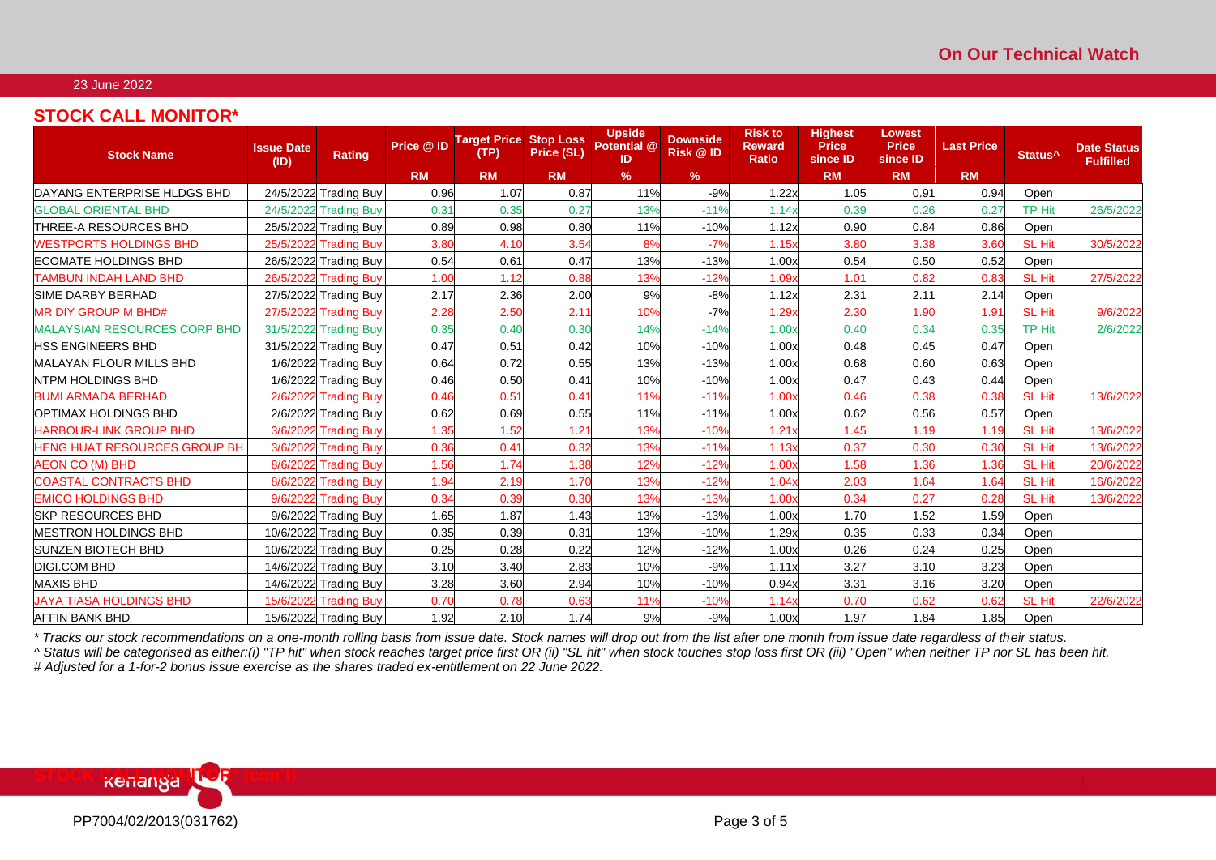On Our Technical Watch

23 June 2022

## STOCK CALL MONITOR*

| Stock Name | Issue Date (ID) | Rating | Price @ ID | Target Price (TP) | Stop Loss Price (SL) | Upside Potential @ ID | Downside Risk @ ID | Risk to Reward Ratio | Highest Price since ID | Lowest Price since ID | Last Price | Status^ | Date Status Fulfilled |
|---|---|---|---|---|---|---|---|---|---|---|---|---|---|
| | | | RM | RM | RM | % | % | | RM | RM | RM | | |
| DAYANG ENTERPRISE HLDGS BHD | 24/5/2022 | Trading Buy | 0.96 | 1.07 | 0.87 | 11% | -9% | 1.22x | 1.05 | 0.91 | 0.94 | Open | |
| GLOBAL ORIENTAL BHD | 24/5/2022 | Trading Buy | 0.31 | 0.35 | 0.27 | 13% | -11% | 1.14x | 0.39 | 0.26 | 0.27 | TP Hit | 26/5/2022 |
| THREE-A RESOURCES BHD | 25/5/2022 | Trading Buy | 0.89 | 0.98 | 0.80 | 11% | -10% | 1.12x | 0.90 | 0.84 | 0.86 | Open | |
| WESTPORTS HOLDINGS BHD | 25/5/2022 | Trading Buy | 3.80 | 4.10 | 3.54 | 8% | -7% | 1.15x | 3.80 | 3.38 | 3.60 | SL Hit | 30/5/2022 |
| ECOMATE HOLDINGS BHD | 26/5/2022 | Trading Buy | 0.54 | 0.61 | 0.47 | 13% | -13% | 1.00x | 0.54 | 0.50 | 0.52 | Open | |
| TAMBUN INDAH LAND BHD | 26/5/2022 | Trading Buy | 1.00 | 1.12 | 0.88 | 13% | -12% | 1.09x | 1.01 | 0.82 | 0.83 | SL Hit | 27/5/2022 |
| SIME DARBY BERHAD | 27/5/2022 | Trading Buy | 2.17 | 2.36 | 2.00 | 9% | -8% | 1.12x | 2.31 | 2.11 | 2.14 | Open | |
| MR DIY GROUP M BHD# | 27/5/2022 | Trading Buy | 2.28 | 2.50 | 2.11 | 10% | -7% | 1.29x | 2.30 | 1.90 | 1.91 | SL Hit | 9/6/2022 |
| MALAYSIAN RESOURCES CORP BHD | 31/5/2022 | Trading Buy | 0.35 | 0.40 | 0.30 | 14% | -14% | 1.00x | 0.40 | 0.34 | 0.35 | TP Hit | 2/6/2022 |
| HSS ENGINEERS BHD | 31/5/2022 | Trading Buy | 0.47 | 0.51 | 0.42 | 10% | -10% | 1.00x | 0.48 | 0.45 | 0.47 | Open | |
| MALAYAN FLOUR MILLS BHD | 1/6/2022 | Trading Buy | 0.64 | 0.72 | 0.55 | 13% | -13% | 1.00x | 0.68 | 0.60 | 0.63 | Open | |
| NTPM HOLDINGS BHD | 1/6/2022 | Trading Buy | 0.46 | 0.50 | 0.41 | 10% | -10% | 1.00x | 0.47 | 0.43 | 0.44 | Open | |
| BUMI ARMADA BERHAD | 2/6/2022 | Trading Buy | 0.46 | 0.51 | 0.41 | 11% | -11% | 1.00x | 0.46 | 0.38 | 0.38 | SL Hit | 13/6/2022 |
| OPTIMAX HOLDINGS BHD | 2/6/2022 | Trading Buy | 0.62 | 0.69 | 0.55 | 11% | -11% | 1.00x | 0.62 | 0.56 | 0.57 | Open | |
| HARBOUR-LINK GROUP BHD | 3/6/2022 | Trading Buy | 1.35 | 1.52 | 1.21 | 13% | -10% | 1.21x | 1.45 | 1.19 | 1.19 | SL Hit | 13/6/2022 |
| HENG HUAT RESOURCES GROUP BH | 3/6/2022 | Trading Buy | 0.36 | 0.41 | 0.32 | 13% | -11% | 1.13x | 0.37 | 0.30 | 0.30 | SL Hit | 13/6/2022 |
| AEON CO (M) BHD | 8/6/2022 | Trading Buy | 1.56 | 1.74 | 1.38 | 12% | -12% | 1.00x | 1.58 | 1.36 | 1.36 | SL Hit | 20/6/2022 |
| COASTAL CONTRACTS BHD | 8/6/2022 | Trading Buy | 1.94 | 2.19 | 1.70 | 13% | -12% | 1.04x | 2.03 | 1.64 | 1.64 | SL Hit | 16/6/2022 |
| EMICO HOLDINGS BHD | 9/6/2022 | Trading Buy | 0.34 | 0.39 | 0.30 | 13% | -13% | 1.00x | 0.34 | 0.27 | 0.28 | SL Hit | 13/6/2022 |
| SKP RESOURCES BHD | 9/6/2022 | Trading Buy | 1.65 | 1.87 | 1.43 | 13% | -13% | 1.00x | 1.70 | 1.52 | 1.59 | Open | |
| MESTRON HOLDINGS BHD | 10/6/2022 | Trading Buy | 0.35 | 0.39 | 0.31 | 13% | -10% | 1.29x | 0.35 | 0.33 | 0.34 | Open | |
| SUNZEN BIOTECH BHD | 10/6/2022 | Trading Buy | 0.25 | 0.28 | 0.22 | 12% | -12% | 1.00x | 0.26 | 0.24 | 0.25 | Open | |
| DIGI.COM BHD | 14/6/2022 | Trading Buy | 3.10 | 3.40 | 2.83 | 10% | -9% | 1.11x | 3.27 | 3.10 | 3.23 | Open | |
| MAXIS BHD | 14/6/2022 | Trading Buy | 3.28 | 3.60 | 2.94 | 10% | -10% | 0.94x | 3.31 | 3.16 | 3.20 | Open | |
| JAYA TIASA HOLDINGS BHD | 15/6/2022 | Trading Buy | 0.70 | 0.78 | 0.63 | 11% | -10% | 1.14x | 0.70 | 0.62 | 0.62 | SL Hit | 22/6/2022 |
| AFFIN BANK BHD | 15/6/2022 | Trading Buy | 1.92 | 2.10 | 1.74 | 9% | -9% | 1.00x | 1.97 | 1.84 | 1.85 | Open | |

*\* Tracks our stock recommendations on a one-month rolling basis from issue date. Stock names will drop out from the list after one month from issue date regardless of their status.*

*^ Status will be categorised as either:(i) "TP hit" when stock reaches target price first OR (ii) "SL hit" when stock touches stop loss first OR (iii) "Open" when neither TP nor SL has been hit.*

*# Adjusted for a 1-for-2 bonus issue exercise as the shares traded ex-entitlement on 22 June 2022.*

PP7004/02/2013(031762)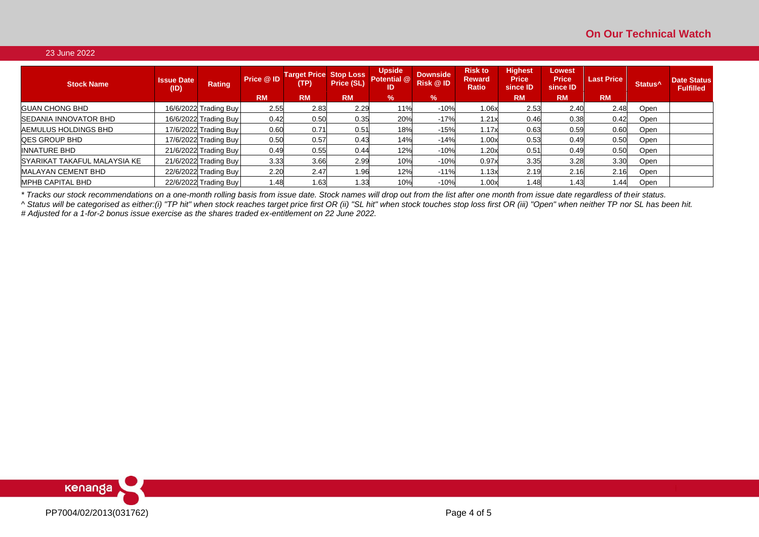## On Our Technical Watch

23 June 2022

| Stock Name | Issue Date (ID) | Rating | Price @ ID | Target Price (TP) | Stop Loss Price (SL) | Upside Potential @ ID | Downside Risk @ ID | Risk to Reward Ratio | Highest Price since ID | Lowest Price since ID | Last Price | Status^ | Date Status Fulfilled |
|---|---|---|---|---|---|---|---|---|---|---|---|---|---|
| | | | RM | RM | RM | % | % | | RM | RM | RM | | |
| GUAN CHONG BHD | 16/6/2022 | Trading Buy | 2.55 | 2.83 | 2.29 | 11% | -10% | 1.06x | 2.53 | 2.40 | 2.48 | Open | |
| SEDANIA INNOVATOR BHD | 16/6/2022 | Trading Buy | 0.42 | 0.50 | 0.35 | 20% | -17% | 1.21x | 0.46 | 0.38 | 0.42 | Open | |
| AEMULUS HOLDINGS BHD | 17/6/2022 | Trading Buy | 0.60 | 0.71 | 0.51 | 18% | -15% | 1.17x | 0.63 | 0.59 | 0.60 | Open | |
| QES GROUP BHD | 17/6/2022 | Trading Buy | 0.50 | 0.57 | 0.43 | 14% | -14% | 1.00x | 0.53 | 0.49 | 0.50 | Open | |
| INNATURE BHD | 21/6/2022 | Trading Buy | 0.49 | 0.55 | 0.44 | 12% | -10% | 1.20x | 0.51 | 0.49 | 0.50 | Open | |
| SYARIKAT TAKAFUL MALAYSIA KE | 21/6/2022 | Trading Buy | 3.33 | 3.66 | 2.99 | 10% | -10% | 0.97x | 3.35 | 3.28 | 3.30 | Open | |
| MALAYAN CEMENT BHD | 22/6/2022 | Trading Buy | 2.20 | 2.47 | 1.96 | 12% | -11% | 1.13x | 2.19 | 2.16 | 2.16 | Open | |
| MPHB CAPITAL BHD | 22/6/2022 | Trading Buy | 1.48 | 1.63 | 1.33 | 10% | -10% | 1.00x | 1.48 | 1.43 | 1.44 | Open | |

*\* Tracks our stock recommendations on a one-month rolling basis from issue date. Stock names will drop out from the list after one month from issue date regardless of their status.*

*^ Status will be categorised as either:(i) "TP hit" when stock reaches target price first OR (ii) "SL hit" when stock touches stop loss first OR (iii) "Open" when neither TP nor SL has been hit.*

*# Adjusted for a 1-for-2 bonus issue exercise as the shares traded ex-entitlement on 22 June 2022.*

PP7004/02/2013(031762)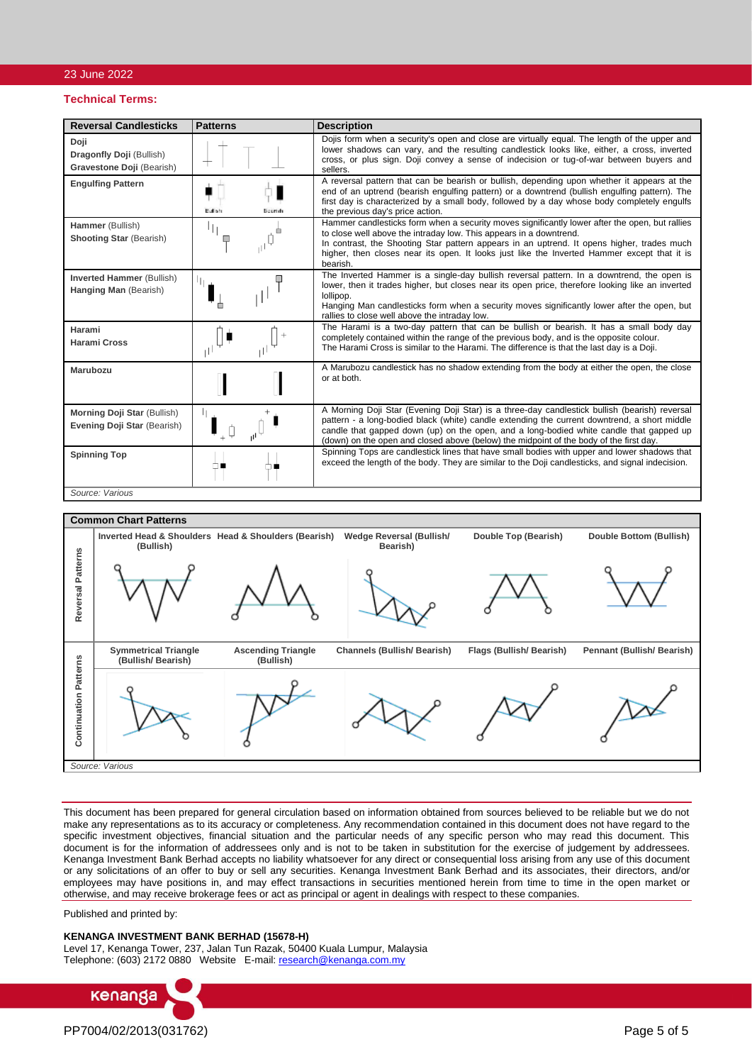23 June 2022

## Technical Terms:

| Reversal Candlesticks | Patterns | Description |
|---|---|---|
| **Doji**<br>**Dragonfly Doji** (Bullish)<br>**Gravestone Doji** (Bearish) | | Dojis form when a security's open and close are virtually equal. The length of the upper and lower shadows can vary, and the resulting candlestick looks like, either, a cross, inverted cross, or plus sign. Doji convey a sense of indecision or tug-of-war between buyers and sellers. |
| **Engulfing Pattern** | Bullish Bearish | A reversal pattern that can be bearish or bullish, depending upon whether it appears at the end of an uptrend (bearish engulfing pattern) or a downtrend (bullish engulfing pattern). The first day is characterized by a small body, followed by a day whose body completely engulfs the previous day's price action. |
| **Hammer** (Bullish)<br>**Shooting Star** (Bearish) | | Hammer candlesticks form when a security moves significantly lower after the open, but rallies to close well above the intraday low. This appears in a downtrend.<br>In contrast, the Shooting Star pattern appears in an uptrend. It opens higher, trades much higher, then closes near its open. It looks just like the Inverted Hammer except that it is bearish. |
| **Inverted Hammer** (Bullish)<br>**Hanging Man** (Bearish) | | The Inverted Hammer is a single-day bullish reversal pattern. In a downtrend, the open is lower, then it trades higher, but closes near its open price, therefore looking like an inverted lollipop.<br>Hanging Man candlesticks form when a security moves significantly lower after the open, but rallies to close well above the intraday low. |
| **Harami**<br>**Harami Cross** | | The Harami is a two-day pattern that can be bullish or bearish. It has a small body day completely contained within the range of the previous body, and is the opposite colour.<br>The Harami Cross is similar to the Harami. The difference is that the last day is a Doji. |
| **Marubozu** | | A Marubozu candlestick has no shadow extending from the body at either the open, the close or at both. |
| **Morning Doji Star** (Bullish)<br>**Evening Doji Star** (Bearish) | | A Morning Doji Star (Evening Doji Star) is a three-day candlestick bullish (bearish) reversal pattern - a long-bodied black (white) candle extending the current downtrend, a short middle candle that gapped down (up) on the open, and a long-bodied white candle that gapped up (down) on the open and closed above (below) the midpoint of the body of the first day. |
| **Spinning Top** | | Spinning Tops are candlestick lines that have small bodies with upper and lower shadows that exceed the length of the body. They are similar to the Doji candlesticks, and signal indecision. |

*Source: Various*

### Common Chart Patterns

Reversal Patterns

Inverted Head & Shoulders (Bullish)

Head & Shoulders (Bearish)

Wedge Reversal (Bullish/ Bearish)

Double Top (Bearish)

Double Bottom (Bullish)

Continuation Patterns

Symmetrical Triangle (Bullish/ Bearish)

Ascending Triangle (Bullish)

Channels (Bullish/ Bearish)

Flags (Bullish/ Bearish)

Pennant (Bullish/ Bearish)

*Source: Various*

This document has been prepared for general circulation based on information obtained from sources believed to be reliable but we do not make any representations as to its accuracy or completeness. Any recommendation contained in this document does not have regard to the specific investment objectives, financial situation and the particular needs of any specific person who may read this document. This document is for the information of addressees only and is not to be taken in substitution for the exercise of judgement by addressees. Kenanga Investment Bank Berhad accepts no liability whatsoever for any direct or consequential loss arising from any use of this document or any solicitations of an offer to buy or sell any securities. Kenanga Investment Bank Berhad and its associates, their directors, and/or employees may have positions in, and may effect transactions in securities mentioned herein from time to time in the open market or otherwise, and may receive brokerage fees or act as principal or agent in dealings with respect to these companies.

Published and printed by:

**KENANGA INVESTMENT BANK BERHAD (15678-H)**
Level 17, Kenanga Tower, 237, Jalan Tun Razak, 50400 Kuala Lumpur, Malaysia
Telephone: (603) 2172 0880 Website E-mail: research@kenanga.com.my

kenanga

PP7004/02/2013(031762)